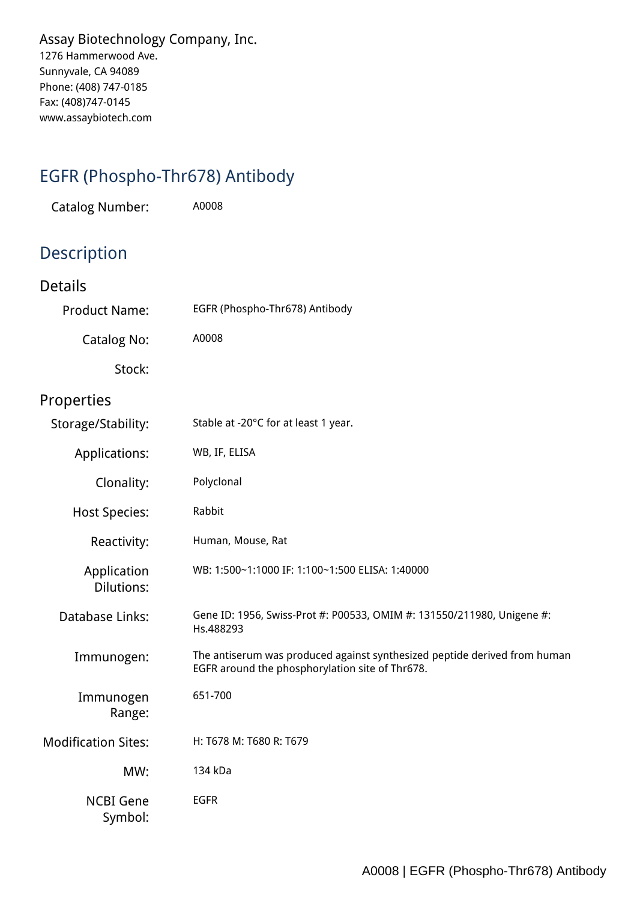Assay Biotechnology Company, Inc.
1276 Hammerwood Ave.
Sunnyvale, CA 94089
Phone: (408) 747-0185
Fax: (408)747-0145
www.assaybiotech.com

# EGFR (Phospho-Thr678) Antibody

| | |
|---|---|
| Catalog Number: | A0008 |

## Description

### Details

| | |
|---|---|
| Product Name: | EGFR (Phospho-Thr678) Antibody |
| Catalog No: | A0008 |
| Stock: | |

### Properties

| | |
|---|---|
| Storage/Stability: | Stable at -20°C for at least 1 year. |
| Applications: | WB, IF, ELISA |
| Clonality: | Polyclonal |
| Host Species: | Rabbit |
| Reactivity: | Human, Mouse, Rat |
| Application Dilutions: | WB: 1:500~1:1000 IF: 1:100~1:500 ELISA: 1:40000 |
| Database Links: | Gene ID: 1956, Swiss-Prot #: P00533, OMIM #: 131550/211980, Unigene #: Hs.488293 |
| Immunogen: | The antiserum was produced against synthesized peptide derived from human EGFR around the phosphorylation site of Thr678. |
| Immunogen Range: | 651-700 |
| Modification Sites: | H: T678 M: T680 R: T679 |
| MW: | 134 kDa |
| NCBI Gene Symbol: | EGFR |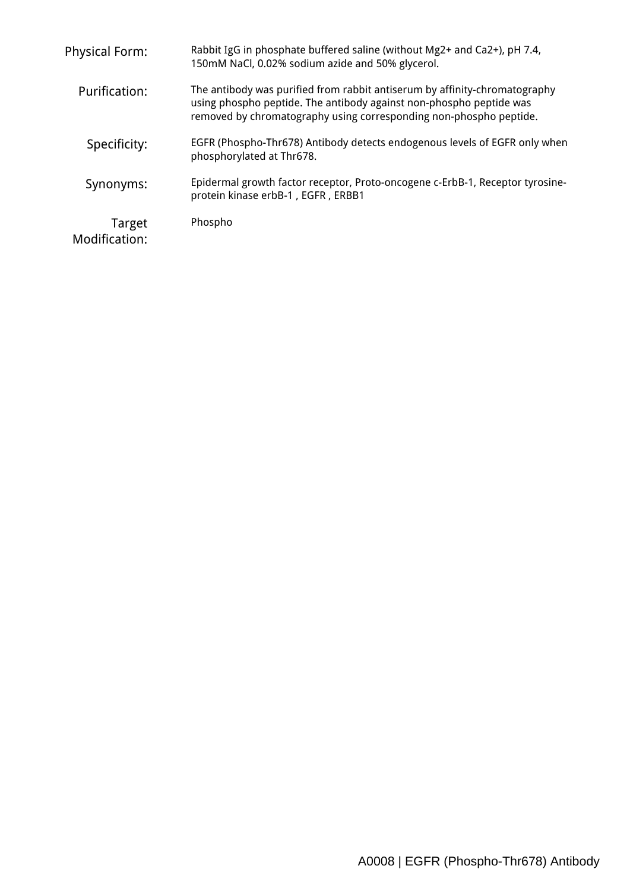| | |
|---|---|
| Physical Form: | Rabbit IgG in phosphate buffered saline (without Mg2+ and Ca2+), pH 7.4, 150mM NaCl, 0.02% sodium azide and 50% glycerol. |
| Purification: | The antibody was purified from rabbit antiserum by affinity-chromatography using phospho peptide. The antibody against non-phospho peptide was removed by chromatography using corresponding non-phospho peptide. |
| Specificity: | EGFR (Phospho-Thr678) Antibody detects endogenous levels of EGFR only when phosphorylated at Thr678. |
| Synonyms: | Epidermal growth factor receptor, Proto-oncogene c-ErbB-1, Receptor tyrosine-protein kinase erbB-1 , EGFR , ERBB1 |
| Target Modification: | Phospho |